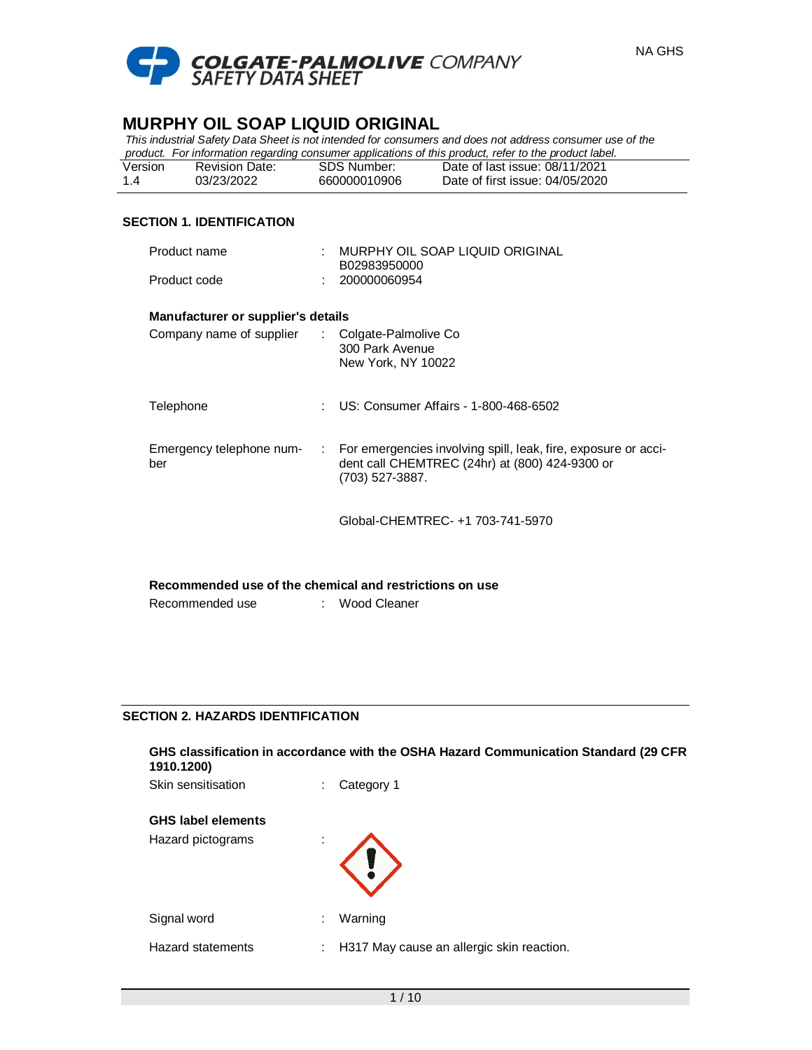NA GHS

**COLGATE-PALMOLIVE COMPANY**
**SAFETY DATA SHEET**

# MURPHY OIL SOAP LIQUID ORIGINAL

*This industrial Safety Data Sheet is not intended for consumers and does not address consumer use of the product. For information regarding consumer applications of this product, refer to the product label.*

| Version | Revision Date: | SDS Number: | Date of last issue: 08/11/2021 |
|---|---|---|---|
| 1.4 | 03/23/2022 | 660000010906 | Date of first issue: 04/05/2020 |

## SECTION 1. IDENTIFICATION

Product name : MURPHY OIL SOAP LIQUID ORIGINAL B02983950000

Product code : 200000060954

### Manufacturer or supplier's details

Company name of supplier : Colgate-Palmolive Co
300 Park Avenue
New York, NY 10022

Telephone : US: Consumer Affairs - 1-800-468-6502

Emergency telephone number : For emergencies involving spill, leak, fire, exposure or accident call CHEMTREC (24hr) at (800) 424-9300 or (703) 527-3887.

Global-CHEMTREC- +1 703-741-5970

### Recommended use of the chemical and restrictions on use

Recommended use : Wood Cleaner

## SECTION 2. HAZARDS IDENTIFICATION

### GHS classification in accordance with the OSHA Hazard Communication Standard (29 CFR 1910.1200)

Skin sensitisation : Category 1

### GHS label elements

Hazard pictograms :

Signal word : Warning

Hazard statements : H317 May cause an allergic skin reaction.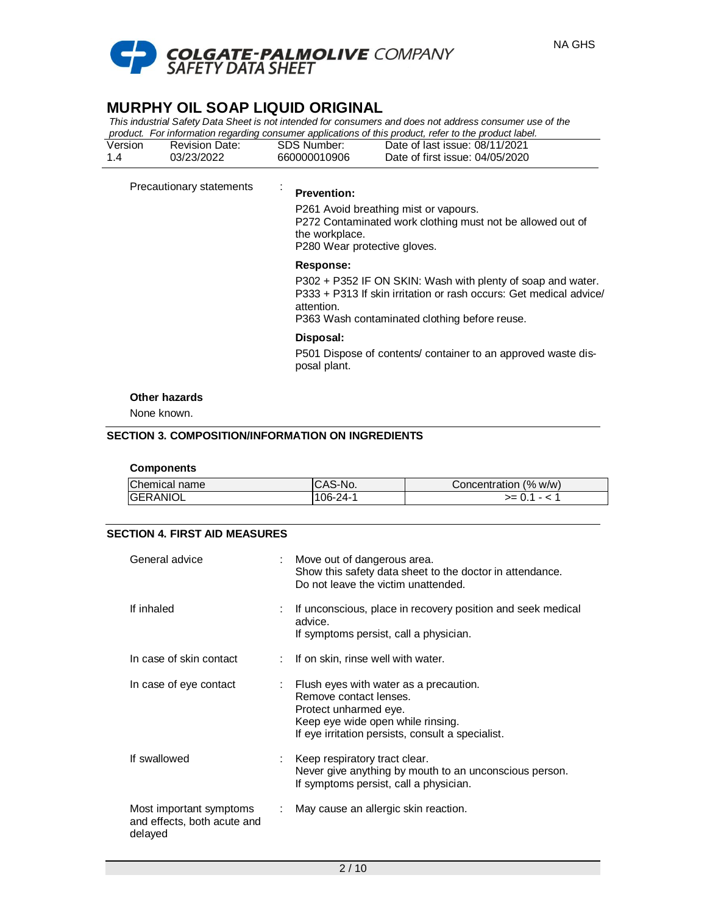Precautionary statements :

**Prevention:**

P261 Avoid breathing mist or vapours.
P272 Contaminated work clothing must not be allowed out of the workplace.
P280 Wear protective gloves.

**Response:**

P302 + P352 IF ON SKIN: Wash with plenty of soap and water.
P333 + P313 If skin irritation or rash occurs: Get medical advice/ attention.
P363 Wash contaminated clothing before reuse.

**Disposal:**

P501 Dispose of contents/ container to an approved waste disposal plant.

**Other hazards**

None known.

## SECTION 3. COMPOSITION/INFORMATION ON INGREDIENTS

**Components**

| Chemical name | CAS-No. | Concentration (% w/w) |
|---|---|---|
| GERANIOL | 106-24-1 | >= 0.1 - < 1 |

## SECTION 4. FIRST AID MEASURES

General advice : Move out of dangerous area.
Show this safety data sheet to the doctor in attendance.
Do not leave the victim unattended.

If inhaled : If unconscious, place in recovery position and seek medical advice.
If symptoms persist, call a physician.

In case of skin contact : If on skin, rinse well with water.

In case of eye contact : Flush eyes with water as a precaution.
Remove contact lenses.
Protect unharmed eye.
Keep eye wide open while rinsing.
If eye irritation persists, consult a specialist.

If swallowed : Keep respiratory tract clear.
Never give anything by mouth to an unconscious person.
If symptoms persist, call a physician.

Most important symptoms and effects, both acute and delayed : May cause an allergic skin reaction.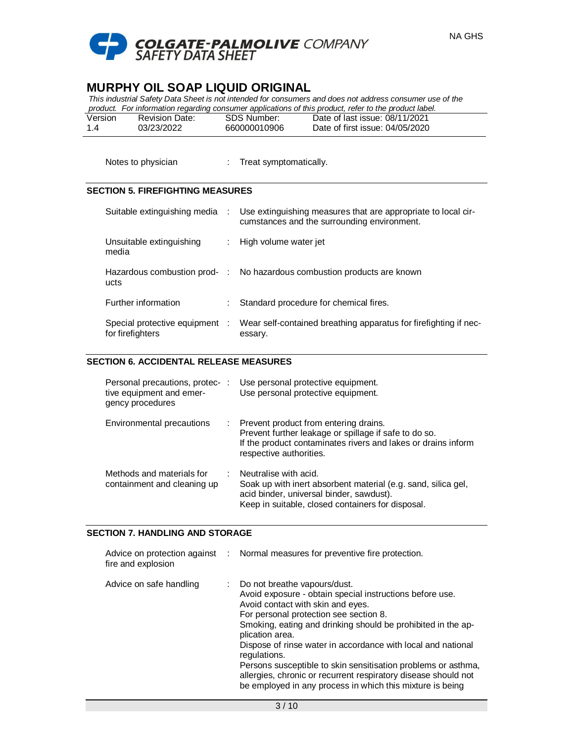| | | |
|---|---|---|
| Notes to physician | : | Treat symptomatically. |

## SECTION 5. FIREFIGHTING MEASURES

| | | |
|---|---|---|
| Suitable extinguishing media | : | Use extinguishing measures that are appropriate to local circumstances and the surrounding environment. |
| Unsuitable extinguishing media | : | High volume water jet |
| Hazardous combustion products | : | No hazardous combustion products are known |
| Further information | : | Standard procedure for chemical fires. |
| Special protective equipment for firefighters | : | Wear self-contained breathing apparatus for firefighting if necessary. |

## SECTION 6. ACCIDENTAL RELEASE MEASURES

| | | |
|---|---|---|
| Personal precautions, protective equipment and emergency procedures | : | Use personal protective equipment.<br>Use personal protective equipment. |
| Environmental precautions | : | Prevent product from entering drains.<br>Prevent further leakage or spillage if safe to do so.<br>If the product contaminates rivers and lakes or drains inform respective authorities. |
| Methods and materials for containment and cleaning up | : | Neutralise with acid.<br>Soak up with inert absorbent material (e.g. sand, silica gel, acid binder, universal binder, sawdust).<br>Keep in suitable, closed containers for disposal. |

## SECTION 7. HANDLING AND STORAGE

| | | |
|---|---|---|
| Advice on protection against fire and explosion | : | Normal measures for preventive fire protection. |
| Advice on safe handling | : | Do not breathe vapours/dust.<br>Avoid exposure - obtain special instructions before use.<br>Avoid contact with skin and eyes.<br>For personal protection see section 8.<br>Smoking, eating and drinking should be prohibited in the application area.<br>Dispose of rinse water in accordance with local and national regulations.<br>Persons susceptible to skin sensitisation problems or asthma, allergies, chronic or recurrent respiratory disease should not be employed in any process in which this mixture is being |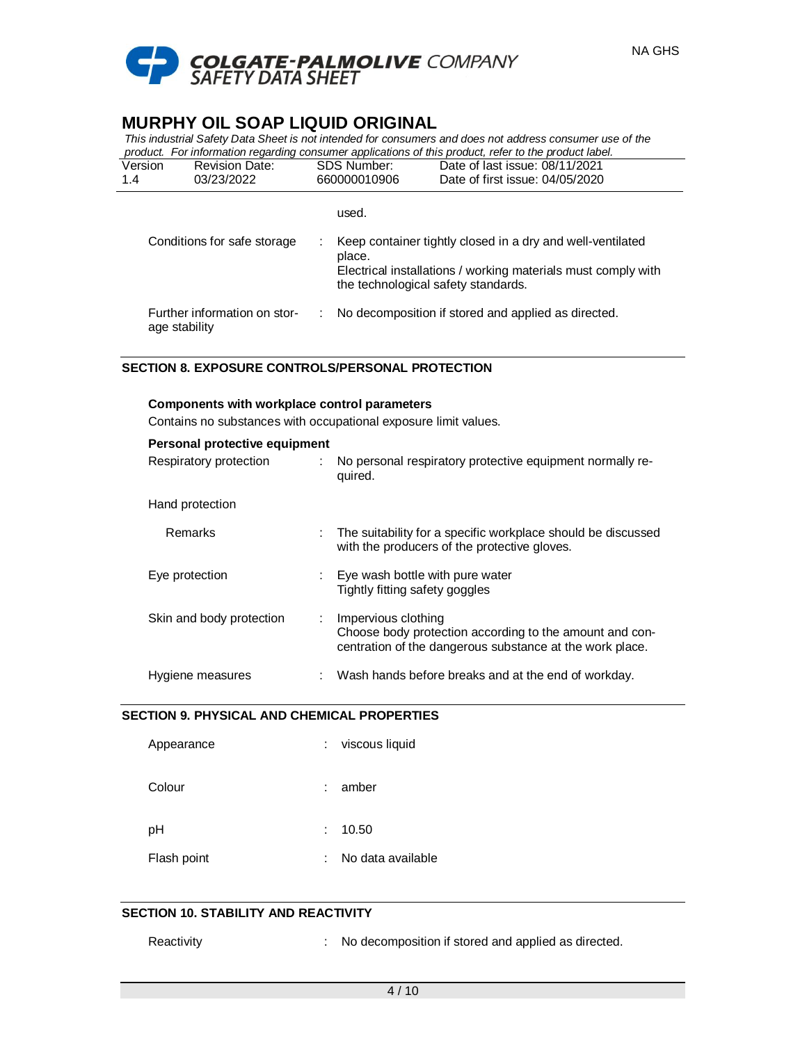used.

| | | |
|---|---|---|
| Conditions for safe storage | : | Keep container tightly closed in a dry and well-ventilated place. Electrical installations / working materials must comply with the technological safety standards. |
| Further information on storage stability | : | No decomposition if stored and applied as directed. |

## SECTION 8. EXPOSURE CONTROLS/PERSONAL PROTECTION

**Components with workplace control parameters**

Contains no substances with occupational exposure limit values.

**Personal protective equipment**

| | | |
|---|---|---|
| Respiratory protection | : | No personal respiratory protective equipment normally required. |
| Hand protection | | |
| Remarks | : | The suitability for a specific workplace should be discussed with the producers of the protective gloves. |
| Eye protection | : | Eye wash bottle with pure water<br>Tightly fitting safety goggles |
| Skin and body protection | : | Impervious clothing<br>Choose body protection according to the amount and concentration of the dangerous substance at the work place. |
| Hygiene measures | : | Wash hands before breaks and at the end of workday. |

## SECTION 9. PHYSICAL AND CHEMICAL PROPERTIES

| | | |
|---|---|---|
| Appearance | : | viscous liquid |
| Colour | : | amber |
| pH | : | 10.50 |
| Flash point | : | No data available |

## SECTION 10. STABILITY AND REACTIVITY

| | | |
|---|---|---|
| Reactivity | : | No decomposition if stored and applied as directed. |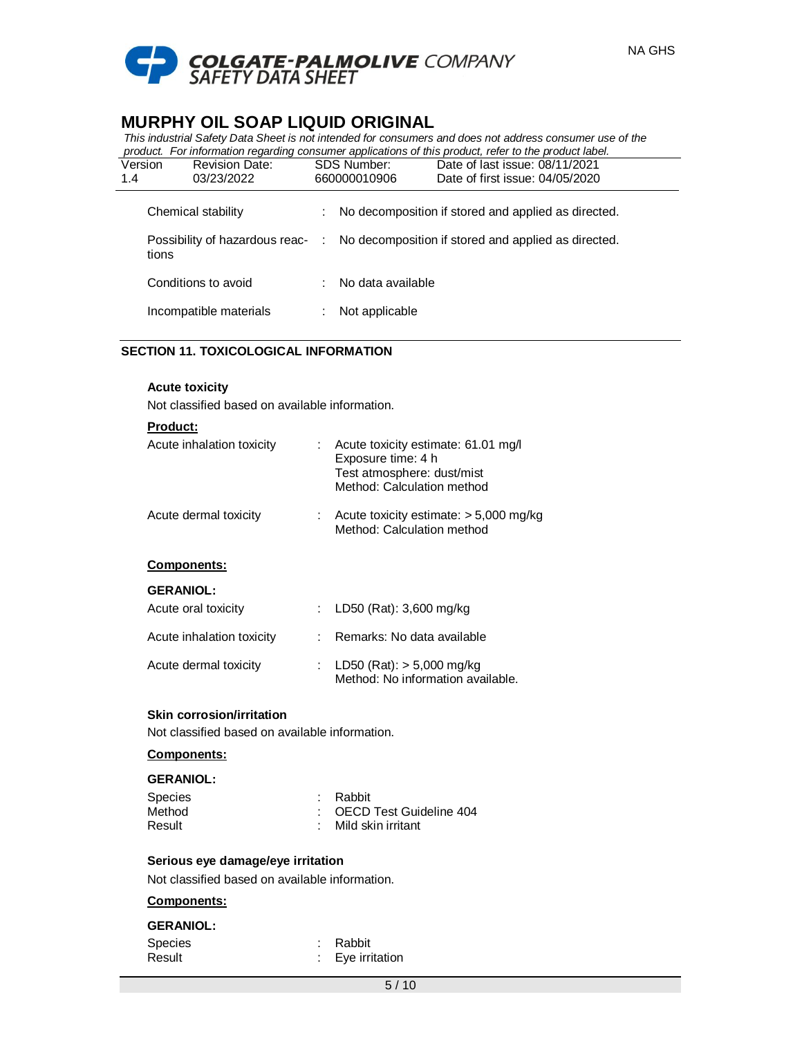| | | |
|---|---|---|
| Chemical stability | : | No decomposition if stored and applied as directed. |
| Possibility of hazardous reactions | : | No decomposition if stored and applied as directed. |
| Conditions to avoid | : | No data available |
| Incompatible materials | : | Not applicable |

## SECTION 11. TOXICOLOGICAL INFORMATION

**Acute toxicity**

Not classified based on available information.

**Product:**

| | | |
|---|---|---|
| Acute inhalation toxicity | : | Acute toxicity estimate: 61.01 mg/l<br>Exposure time: 4 h<br>Test atmosphere: dust/mist<br>Method: Calculation method |
| Acute dermal toxicity | : | Acute toxicity estimate: > 5,000 mg/kg<br>Method: Calculation method |

**Components:**

**GERANIOL:**

| | | |
|---|---|---|
| Acute oral toxicity | : | LD50 (Rat): 3,600 mg/kg |
| Acute inhalation toxicity | : | Remarks: No data available |
| Acute dermal toxicity | : | LD50 (Rat): > 5,000 mg/kg<br>Method: No information available. |

**Skin corrosion/irritation**

Not classified based on available information.

**Components:**

**GERANIOL:**

| | | |
|---|---|---|
| Species | : | Rabbit |
| Method | : | OECD Test Guideline 404 |
| Result | : | Mild skin irritant |

**Serious eye damage/eye irritation**

Not classified based on available information.

**Components:**

**GERANIOL:**

| | | |
|---|---|---|
| Species | : | Rabbit |
| Result | : | Eye irritation |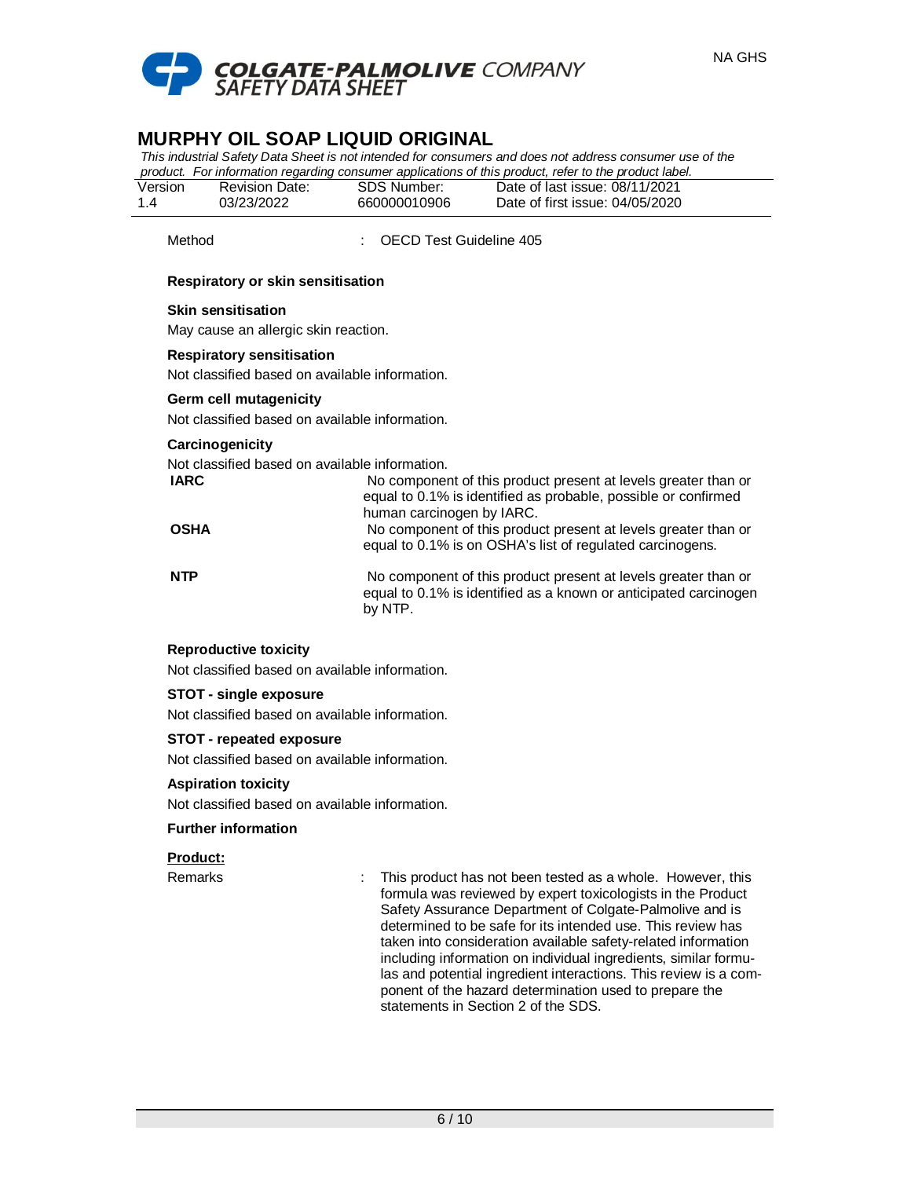Method : OECD Test Guideline 405

**Respiratory or skin sensitisation**

**Skin sensitisation**

May cause an allergic skin reaction.

**Respiratory sensitisation**

Not classified based on available information.

**Germ cell mutagenicity**

Not classified based on available information.

**Carcinogenicity**

Not classified based on available information.

| | |
|---|---|
| **IARC** | No component of this product present at levels greater than or equal to 0.1% is identified as probable, possible or confirmed human carcinogen by IARC. |
| **OSHA** | No component of this product present at levels greater than or equal to 0.1% is on OSHA's list of regulated carcinogens. |
| **NTP** | No component of this product present at levels greater than or equal to 0.1% is identified as a known or anticipated carcinogen by NTP. |

**Reproductive toxicity**

Not classified based on available information.

**STOT - single exposure**

Not classified based on available information.

**STOT - repeated exposure**

Not classified based on available information.

**Aspiration toxicity**

Not classified based on available information.

**Further information**

**Product:**

Remarks : This product has not been tested as a whole. However, this formula was reviewed by expert toxicologists in the Product Safety Assurance Department of Colgate-Palmolive and is determined to be safe for its intended use. This review has taken into consideration available safety-related information including information on individual ingredients, similar formulas and potential ingredient interactions. This review is a component of the hazard determination used to prepare the statements in Section 2 of the SDS.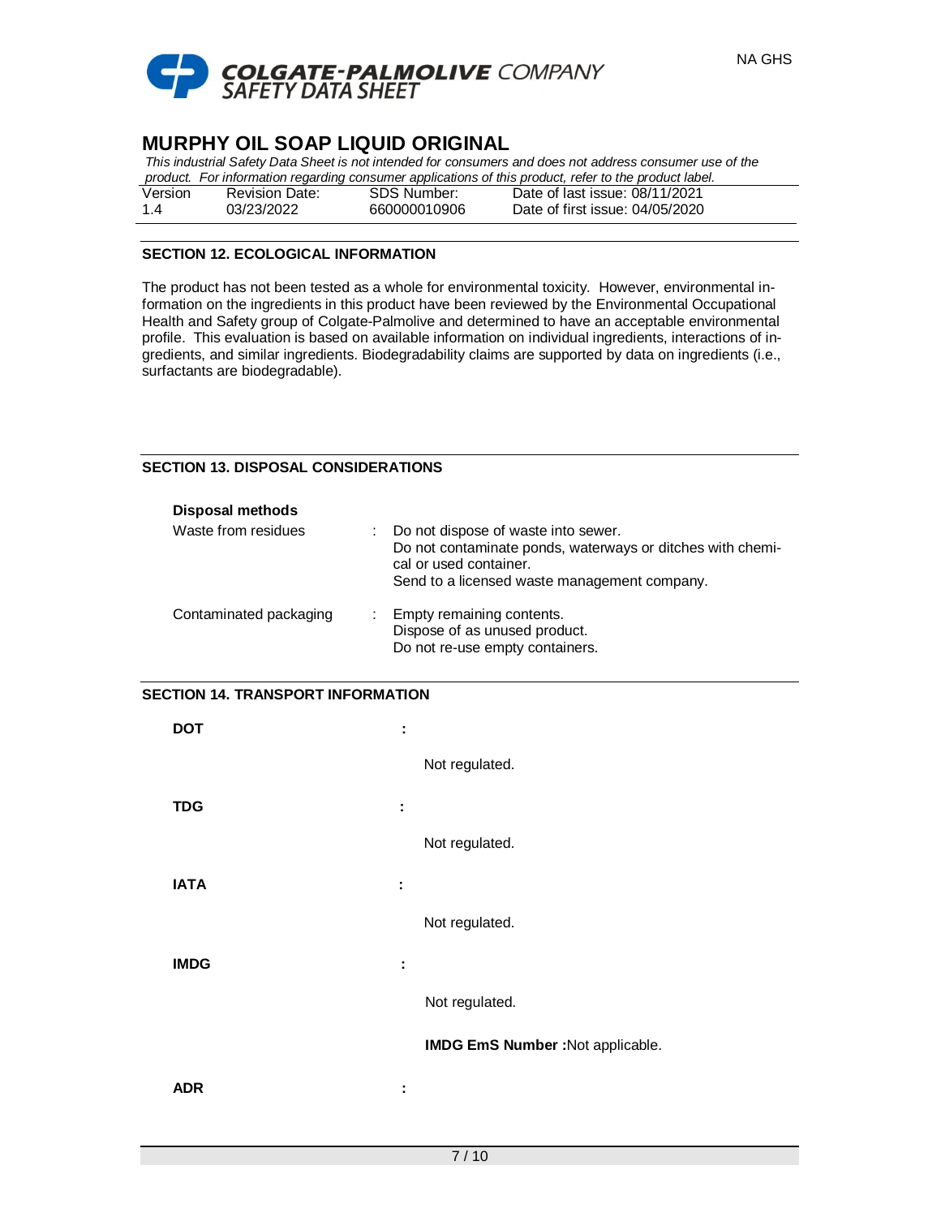## SECTION 12. ECOLOGICAL INFORMATION

The product has not been tested as a whole for environmental toxicity. However, environmental information on the ingredients in this product have been reviewed by the Environmental Occupational Health and Safety group of Colgate-Palmolive and determined to have an acceptable environmental profile. This evaluation is based on available information on individual ingredients, interactions of ingredients, and similar ingredients. Biodegradability claims are supported by data on ingredients (i.e., surfactants are biodegradable).

## SECTION 13. DISPOSAL CONSIDERATIONS

**Disposal methods**

Waste from residues : Do not dispose of waste into sewer.
Do not contaminate ponds, waterways or ditches with chemical or used container.
Send to a licensed waste management company.

Contaminated packaging : Empty remaining contents.
Dispose of as unused product.
Do not re-use empty containers.

## SECTION 14. TRANSPORT INFORMATION

**DOT** :

Not regulated.

**TDG** :

Not regulated.

**IATA** :

Not regulated.

**IMDG** :

Not regulated.

**IMDG EmS Number :**Not applicable.

**ADR** :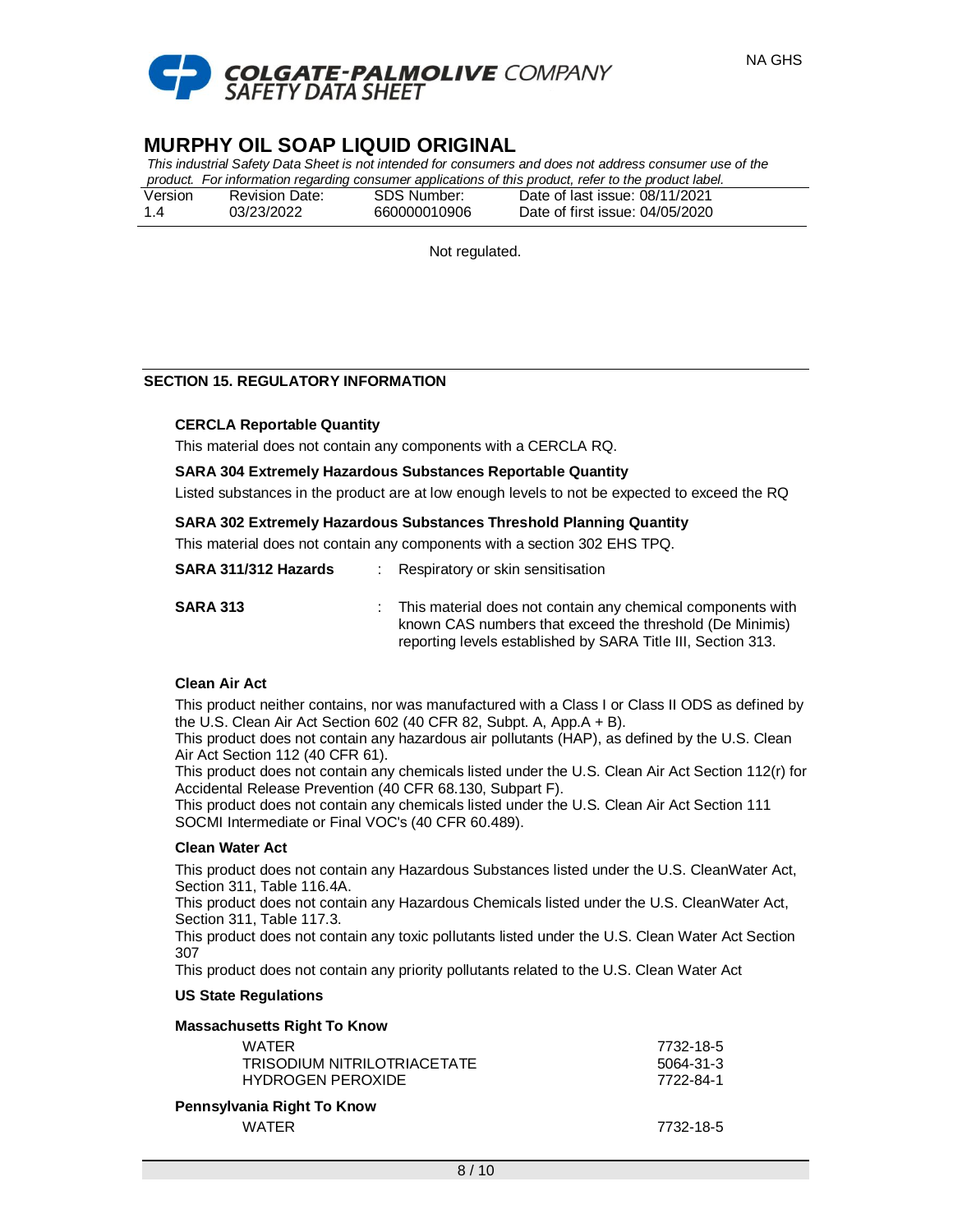Not regulated.

## SECTION 15. REGULATORY INFORMATION

**CERCLA Reportable Quantity**

This material does not contain any components with a CERCLA RQ.

**SARA 304 Extremely Hazardous Substances Reportable Quantity**

Listed substances in the product are at low enough levels to not be expected to exceed the RQ

**SARA 302 Extremely Hazardous Substances Threshold Planning Quantity**

This material does not contain any components with a section 302 EHS TPQ.

**SARA 311/312 Hazards** : Respiratory or skin sensitisation

**SARA 313** : This material does not contain any chemical components with known CAS numbers that exceed the threshold (De Minimis) reporting levels established by SARA Title III, Section 313.

**Clean Air Act**

This product neither contains, nor was manufactured with a Class I or Class II ODS as defined by the U.S. Clean Air Act Section 602 (40 CFR 82, Subpt. A, App.A + B).
This product does not contain any hazardous air pollutants (HAP), as defined by the U.S. Clean Air Act Section 112 (40 CFR 61).
This product does not contain any chemicals listed under the U.S. Clean Air Act Section 112(r) for Accidental Release Prevention (40 CFR 68.130, Subpart F).
This product does not contain any chemicals listed under the U.S. Clean Air Act Section 111 SOCMI Intermediate or Final VOC's (40 CFR 60.489).

**Clean Water Act**

This product does not contain any Hazardous Substances listed under the U.S. CleanWater Act, Section 311, Table 116.4A.
This product does not contain any Hazardous Chemicals listed under the U.S. CleanWater Act, Section 311, Table 117.3.
This product does not contain any toxic pollutants listed under the U.S. Clean Water Act Section 307
This product does not contain any priority pollutants related to the U.S. Clean Water Act

**US State Regulations**

**Massachusetts Right To Know**

| | |
|---|---|
| WATER | 7732-18-5 |
| TRISODIUM NITRILOTRIACETATE | 5064-31-3 |
| HYDROGEN PEROXIDE | 7722-84-1 |

**Pennsylvania Right To Know**

| | |
|---|---|
| WATER | 7732-18-5 |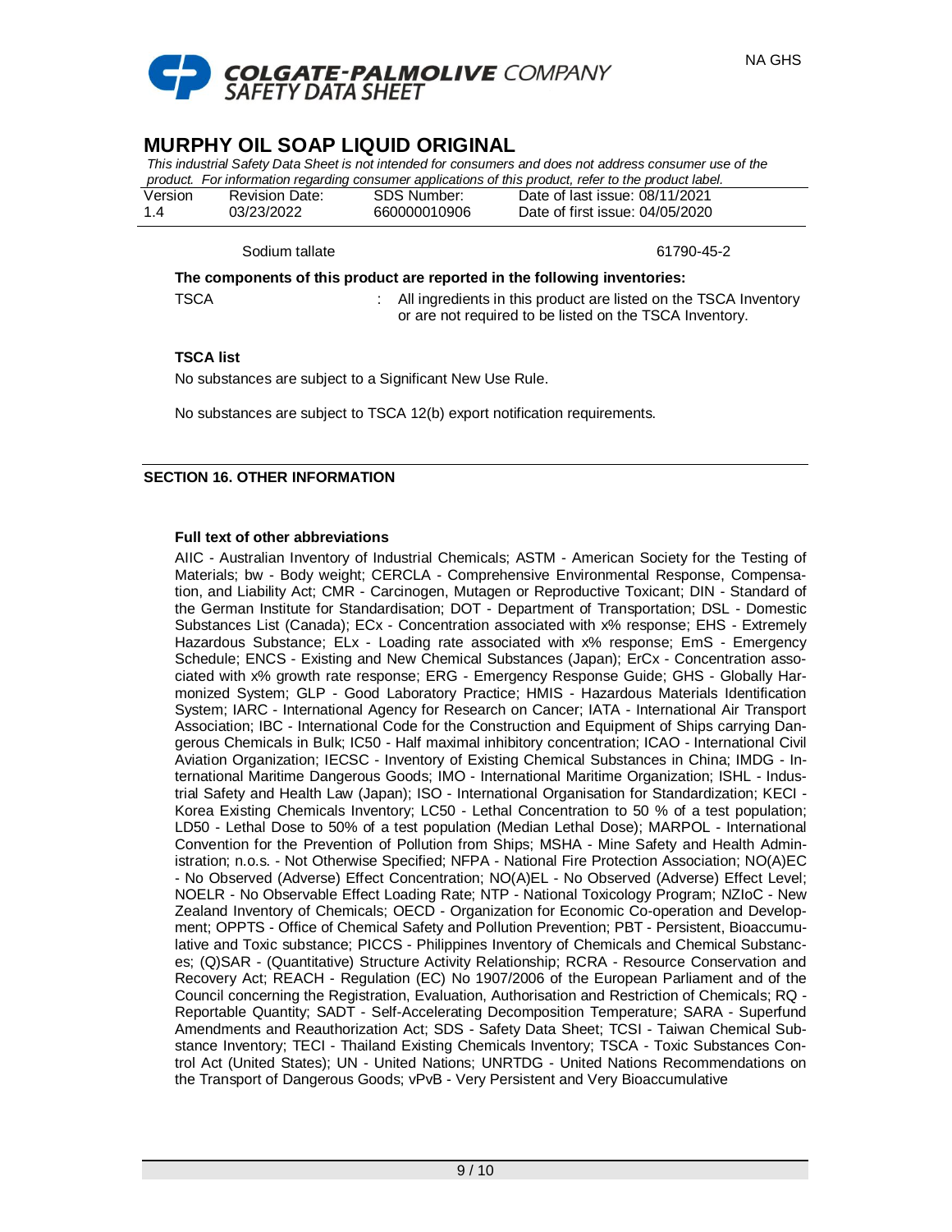| | |
|---|---|
| Sodium tallate | 61790-45-2 |

**The components of this product are reported in the following inventories:**

TSCA : All ingredients in this product are listed on the TSCA Inventory or are not required to be listed on the TSCA Inventory.

**TSCA list**

No substances are subject to a Significant New Use Rule.

No substances are subject to TSCA 12(b) export notification requirements.

## SECTION 16. OTHER INFORMATION

**Full text of other abbreviations**

AIIC - Australian Inventory of Industrial Chemicals; ASTM - American Society for the Testing of Materials; bw - Body weight; CERCLA - Comprehensive Environmental Response, Compensation, and Liability Act; CMR - Carcinogen, Mutagen or Reproductive Toxicant; DIN - Standard of the German Institute for Standardisation; DOT - Department of Transportation; DSL - Domestic Substances List (Canada); ECx - Concentration associated with x% response; EHS - Extremely Hazardous Substance; ELx - Loading rate associated with x% response; EmS - Emergency Schedule; ENCS - Existing and New Chemical Substances (Japan); ErCx - Concentration associated with x% growth rate response; ERG - Emergency Response Guide; GHS - Globally Harmonized System; GLP - Good Laboratory Practice; HMIS - Hazardous Materials Identification System; IARC - International Agency for Research on Cancer; IATA - International Air Transport Association; IBC - International Code for the Construction and Equipment of Ships carrying Dangerous Chemicals in Bulk; IC50 - Half maximal inhibitory concentration; ICAO - International Civil Aviation Organization; IECSC - Inventory of Existing Chemical Substances in China; IMDG - International Maritime Dangerous Goods; IMO - International Maritime Organization; ISHL - Industrial Safety and Health Law (Japan); ISO - International Organisation for Standardization; KECI - Korea Existing Chemicals Inventory; LC50 - Lethal Concentration to 50 % of a test population; LD50 - Lethal Dose to 50% of a test population (Median Lethal Dose); MARPOL - International Convention for the Prevention of Pollution from Ships; MSHA - Mine Safety and Health Administration; n.o.s. - Not Otherwise Specified; NFPA - National Fire Protection Association; NO(A)EC - No Observed (Adverse) Effect Concentration; NO(A)EL - No Observed (Adverse) Effect Level; NOELR - No Observable Effect Loading Rate; NTP - National Toxicology Program; NZIoC - New Zealand Inventory of Chemicals; OECD - Organization for Economic Co-operation and Development; OPPTS - Office of Chemical Safety and Pollution Prevention; PBT - Persistent, Bioaccumulative and Toxic substance; PICCS - Philippines Inventory of Chemicals and Chemical Substances; (Q)SAR - (Quantitative) Structure Activity Relationship; RCRA - Resource Conservation and Recovery Act; REACH - Regulation (EC) No 1907/2006 of the European Parliament and of the Council concerning the Registration, Evaluation, Authorisation and Restriction of Chemicals; RQ - Reportable Quantity; SADT - Self-Accelerating Decomposition Temperature; SARA - Superfund Amendments and Reauthorization Act; SDS - Safety Data Sheet; TCSI - Taiwan Chemical Substance Inventory; TECI - Thailand Existing Chemicals Inventory; TSCA - Toxic Substances Control Act (United States); UN - United Nations; UNRTDG - United Nations Recommendations on the Transport of Dangerous Goods; vPvB - Very Persistent and Very Bioaccumulative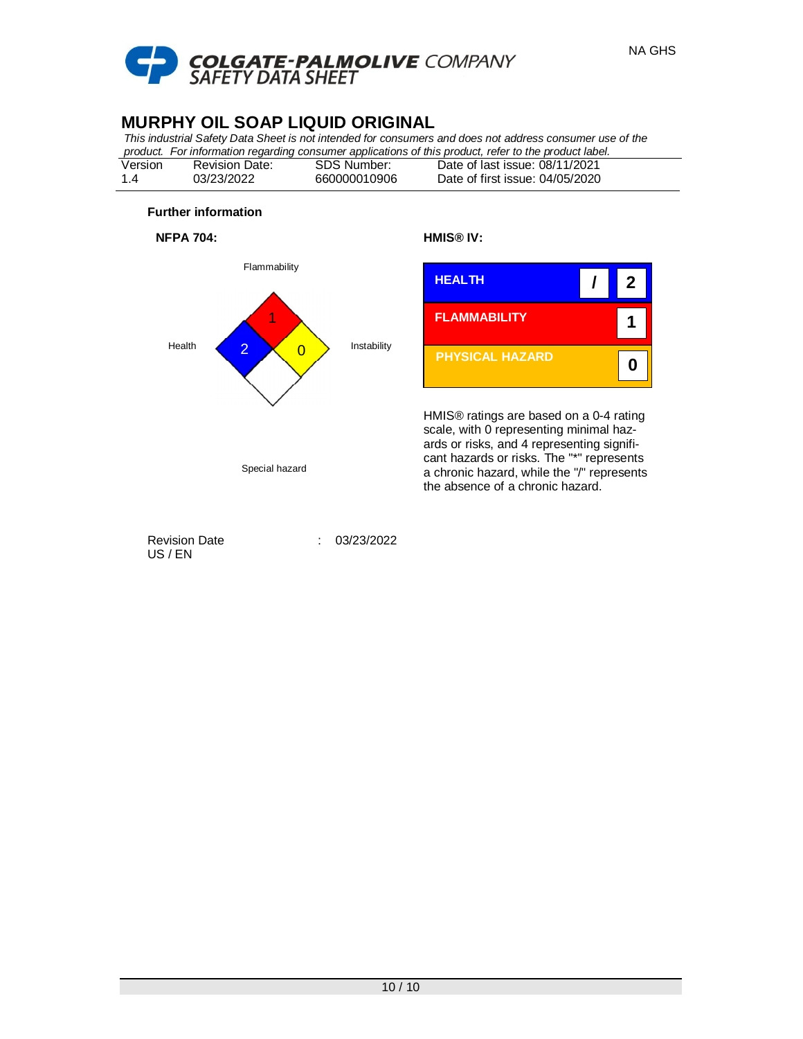**MURPHY OIL SOAP LIQUID ORIGINAL**

*This industrial Safety Data Sheet is not intended for consumers and does not address consumer use of the product. For information regarding consumer applications of this product, refer to the product label.*

| Version | Revision Date: | SDS Number: | Date of last issue: 08/11/2021 |
|---|---|---|---|
| 1.4 | 03/23/2022 | 660000010906 | Date of first issue: 04/05/2020 |

**Further information**

**NFPA 704:**

Flammability

1

Health

2

0

Instability

Special hazard

**HMIS® IV:**

| | | |
|---|---|---|
| HEALTH | / | 2 |
| FLAMMABILITY | | 1 |
| PHYSICAL HAZARD | | 0 |

HMIS® ratings are based on a 0-4 rating scale, with 0 representing minimal hazards or risks, and 4 representing significant hazards or risks. The "*" represents a chronic hazard, while the "/" represents the absence of a chronic hazard.

Revision Date : 03/23/2022

US / EN